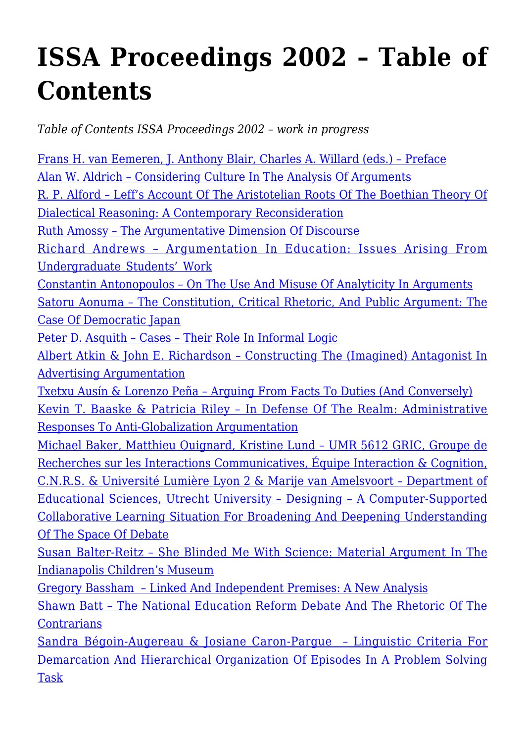# ISSA Proceedings 2002 – Table of Contents

*Table of Contents ISSA Proceedings 2002 – work in progress*

Frans H. van Eemeren, J. Anthony Blair, Charles A. Willard (eds.) – Preface
Alan W. Aldrich – Considering Culture In The Analysis Of Arguments
R. P. Alford – Leff's Account Of The Aristotelian Roots Of The Boethian Theory Of Dialectical Reasoning: A Contemporary Reconsideration
Ruth Amossy – The Argumentative Dimension Of Discourse
Richard Andrews – Argumentation In Education: Issues Arising From Undergraduate Students' Work
Constantin Antonopoulos – On The Use And Misuse Of Analyticity In Arguments
Satoru Aonuma – The Constitution, Critical Rhetoric, And Public Argument: The Case Of Democratic Japan
Peter D. Asquith – Cases – Their Role In Informal Logic
Albert Atkin & John E. Richardson – Constructing The (Imagined) Antagonist In Advertising Argumentation
Txetxu Ausín & Lorenzo Peña – Arguing From Facts To Duties (And Conversely)
Kevin T. Baaske & Patricia Riley – In Defense Of The Realm: Administrative Responses To Anti-Globalization Argumentation
Michael Baker, Matthieu Quignard, Kristine Lund – UMR 5612 GRIC, Groupe de Recherches sur les Interactions Communicatives, Équipe Interaction & Cognition, C.N.R.S. & Université Lumière Lyon 2 & Marije van Amelsvoort – Department of Educational Sciences, Utrecht University – Designing – A Computer-Supported Collaborative Learning Situation For Broadening And Deepening Understanding Of The Space Of Debate
Susan Balter-Reitz – She Blinded Me With Science: Material Argument In The Indianapolis Children's Museum
Gregory Bassham – Linked And Independent Premises: A New Analysis
Shawn Batt – The National Education Reform Debate And The Rhetoric Of The Contrarians
Sandra Bégoin-Augereau & Josiane Caron-Pargue – Linguistic Criteria For Demarcation And Hierarchical Organization Of Episodes In A Problem Solving Task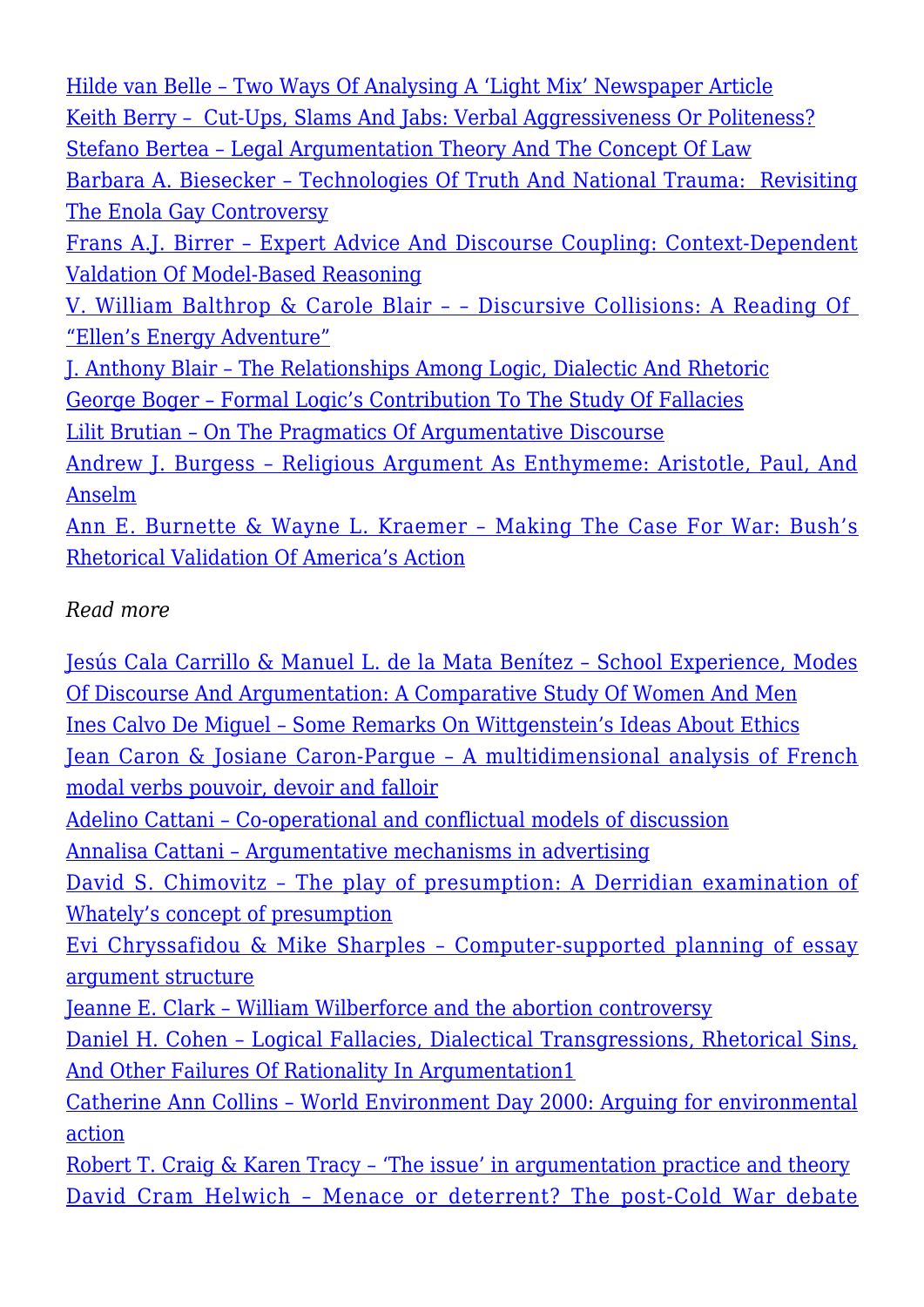Hilde van Belle – Two Ways Of Analysing A 'Light Mix' Newspaper Article
Keith Berry – Cut-Ups, Slams And Jabs: Verbal Aggressiveness Or Politeness?
Stefano Bertea – Legal Argumentation Theory And The Concept Of Law
Barbara A. Biesecker – Technologies Of Truth And National Trauma: Revisiting The Enola Gay Controversy
Frans A.J. Birrer – Expert Advice And Discourse Coupling: Context-Dependent Valdation Of Model-Based Reasoning
V. William Balthrop & Carole Blair – – Discursive Collisions: A Reading Of "Ellen's Energy Adventure"
J. Anthony Blair – The Relationships Among Logic, Dialectic And Rhetoric
George Boger – Formal Logic's Contribution To The Study Of Fallacies
Lilit Brutian – On The Pragmatics Of Argumentative Discourse
Andrew J. Burgess – Religious Argument As Enthymeme: Aristotle, Paul, And Anselm
Ann E. Burnette & Wayne L. Kraemer – Making The Case For War: Bush's Rhetorical Validation Of America's Action

*Read more*

Jesús Cala Carrillo & Manuel L. de la Mata Benítez – School Experience, Modes Of Discourse And Argumentation: A Comparative Study Of Women And Men
Ines Calvo De Miguel – Some Remarks On Wittgenstein's Ideas About Ethics
Jean Caron & Josiane Caron-Pargue – A multidimensional analysis of French modal verbs pouvoir, devoir and falloir
Adelino Cattani – Co-operational and conflictual models of discussion
Annalisa Cattani – Argumentative mechanisms in advertising
David S. Chimovitz – The play of presumption: A Derridian examination of Whately's concept of presumption
Evi Chryssafidou & Mike Sharples – Computer-supported planning of essay argument structure
Jeanne E. Clark – William Wilberforce and the abortion controversy
Daniel H. Cohen – Logical Fallacies, Dialectical Transgressions, Rhetorical Sins, And Other Failures Of Rationality In Argumentation1
Catherine Ann Collins – World Environment Day 2000: Arguing for environmental action
Robert T. Craig & Karen Tracy – 'The issue' in argumentation practice and theory
David Cram Helwich – Menace or deterrent? The post-Cold War debate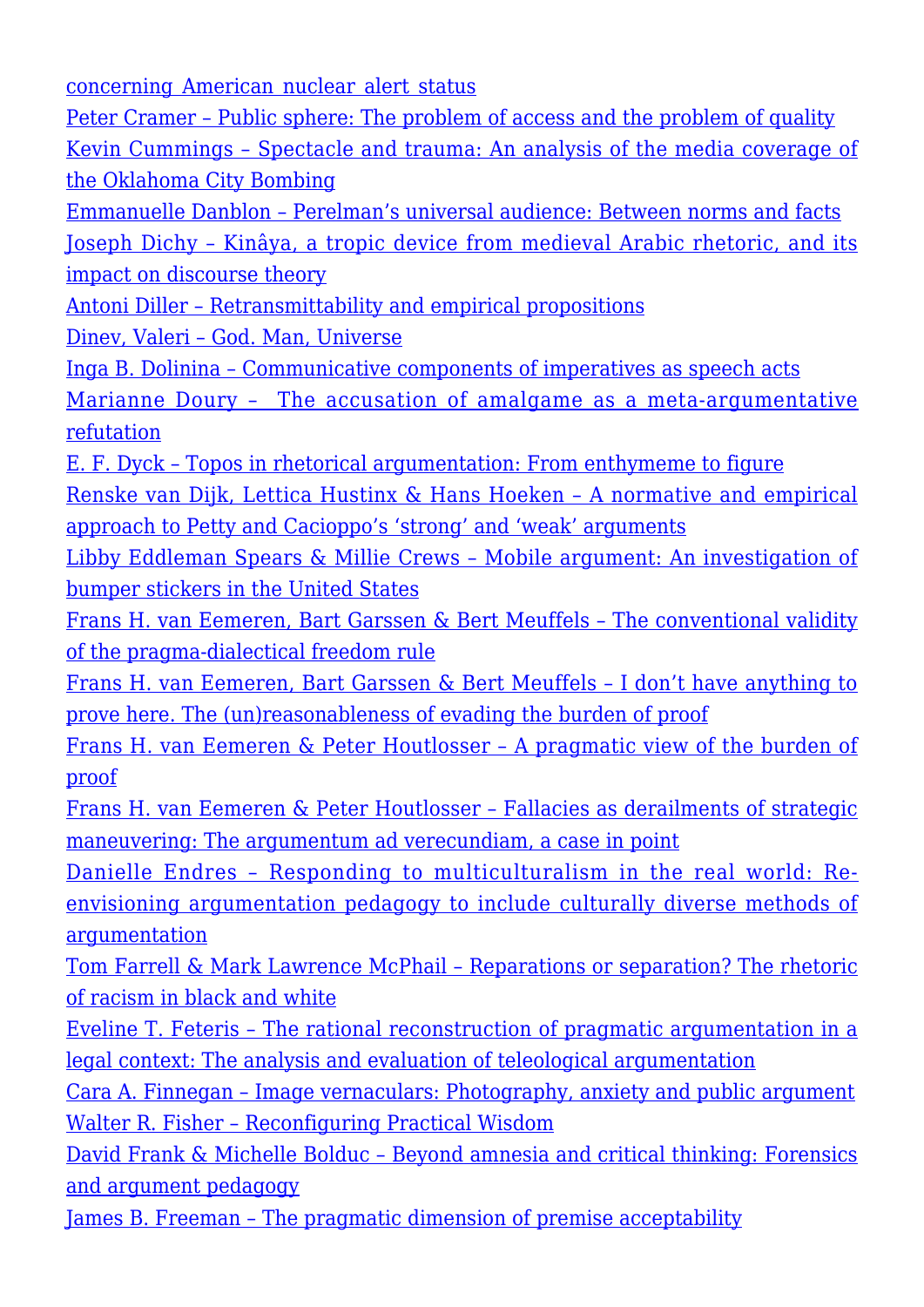concerning American nuclear alert status

Peter Cramer – Public sphere: The problem of access and the problem of quality

Kevin Cummings – Spectacle and trauma: An analysis of the media coverage of the Oklahoma City Bombing

Emmanuelle Danblon – Perelman's universal audience: Between norms and facts

Joseph Dichy – Kinâya, a tropic device from medieval Arabic rhetoric, and its impact on discourse theory

Antoni Diller – Retransmittability and empirical propositions

Dinev, Valeri – God. Man, Universe

Inga B. Dolinina – Communicative components of imperatives as speech acts

Marianne Doury – The accusation of amalgame as a meta-argumentative refutation

E. F. Dyck – Topos in rhetorical argumentation: From enthymeme to figure

Renske van Dijk, Lettica Hustinx & Hans Hoeken – A normative and empirical approach to Petty and Cacioppo's 'strong' and 'weak' arguments

Libby Eddleman Spears & Millie Crews – Mobile argument: An investigation of bumper stickers in the United States

Frans H. van Eemeren, Bart Garssen & Bert Meuffels – The conventional validity of the pragma-dialectical freedom rule

Frans H. van Eemeren, Bart Garssen & Bert Meuffels – I don't have anything to prove here. The (un)reasonableness of evading the burden of proof

Frans H. van Eemeren & Peter Houtlosser – A pragmatic view of the burden of proof

Frans H. van Eemeren & Peter Houtlosser – Fallacies as derailments of strategic maneuvering: The argumentum ad verecundiam, a case in point

Danielle Endres – Responding to multiculturalism in the real world: Re-envisioning argumentation pedagogy to include culturally diverse methods of argumentation

Tom Farrell & Mark Lawrence McPhail – Reparations or separation? The rhetoric of racism in black and white

Eveline T. Feteris – The rational reconstruction of pragmatic argumentation in a legal context: The analysis and evaluation of teleological argumentation

Cara A. Finnegan – Image vernaculars: Photography, anxiety and public argument

Walter R. Fisher – Reconfiguring Practical Wisdom

David Frank & Michelle Bolduc – Beyond amnesia and critical thinking: Forensics and argument pedagogy

James B. Freeman – The pragmatic dimension of premise acceptability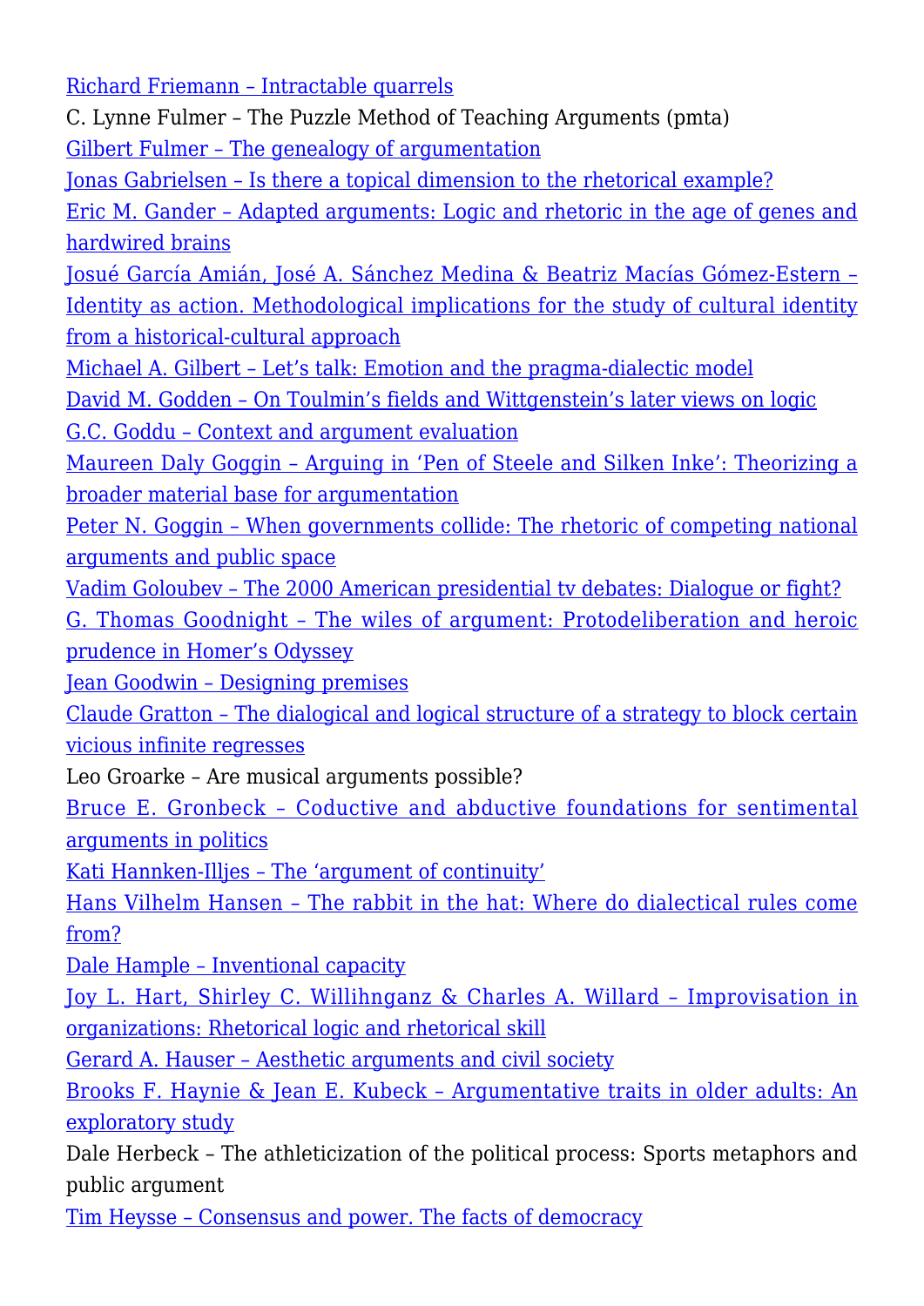Richard Friemann – Intractable quarrels

C. Lynne Fulmer – The Puzzle Method of Teaching Arguments (pmta)

Gilbert Fulmer – The genealogy of argumentation

Jonas Gabrielsen – Is there a topical dimension to the rhetorical example?

Eric M. Gander – Adapted arguments: Logic and rhetoric in the age of genes and hardwired brains

Josué García Amián, José A. Sánchez Medina & Beatriz Macías Gómez-Estern – Identity as action. Methodological implications for the study of cultural identity from a historical-cultural approach

Michael A. Gilbert – Let's talk: Emotion and the pragma-dialectic model

David M. Godden – On Toulmin's fields and Wittgenstein's later views on logic

G.C. Goddu – Context and argument evaluation

Maureen Daly Goggin – Arguing in 'Pen of Steele and Silken Inke': Theorizing a broader material base for argumentation

Peter N. Goggin – When governments collide: The rhetoric of competing national arguments and public space

Vadim Goloubev – The 2000 American presidential tv debates: Dialogue or fight?

G. Thomas Goodnight – The wiles of argument: Protodeliberation and heroic prudence in Homer's Odyssey

Jean Goodwin – Designing premises

Claude Gratton – The dialogical and logical structure of a strategy to block certain vicious infinite regresses

Leo Groarke – Are musical arguments possible?

Bruce E. Gronbeck – Coductive and abductive foundations for sentimental arguments in politics

Kati Hannken-Illjes – The 'argument of continuity'

Hans Vilhelm Hansen – The rabbit in the hat: Where do dialectical rules come from?

Dale Hample – Inventional capacity

Joy L. Hart, Shirley C. Willihnganz & Charles A. Willard – Improvisation in organizations: Rhetorical logic and rhetorical skill

Gerard A. Hauser – Aesthetic arguments and civil society

Brooks F. Haynie & Jean E. Kubeck – Argumentative traits in older adults: An exploratory study

Dale Herbeck – The athleticization of the political process: Sports metaphors and public argument

Tim Heysse – Consensus and power. The facts of democracy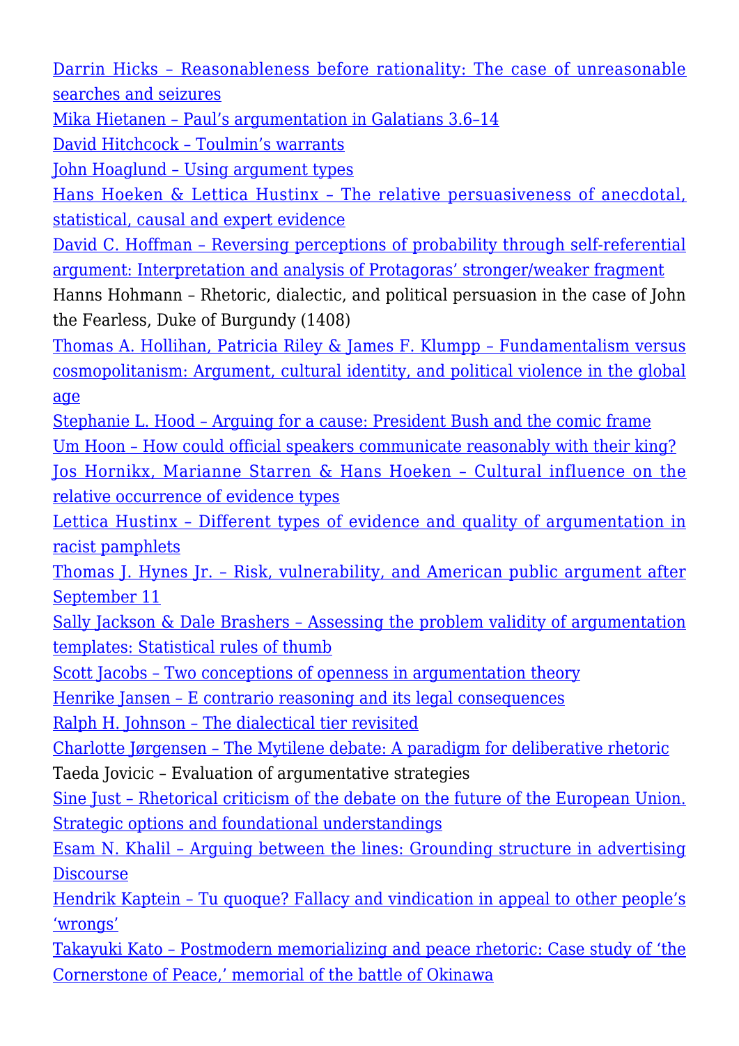Darrin Hicks – Reasonableness before rationality: The case of unreasonable searches and seizures

Mika Hietanen – Paul's argumentation in Galatians 3.6–14

David Hitchcock – Toulmin's warrants

John Hoaglund – Using argument types

Hans Hoeken & Lettica Hustinx – The relative persuasiveness of anecdotal, statistical, causal and expert evidence

David C. Hoffman – Reversing perceptions of probability through self-referential argument: Interpretation and analysis of Protagoras' stronger/weaker fragment

Hanns Hohmann – Rhetoric, dialectic, and political persuasion in the case of John the Fearless, Duke of Burgundy (1408)

Thomas A. Hollihan, Patricia Riley & James F. Klumpp – Fundamentalism versus cosmopolitanism: Argument, cultural identity, and political violence in the global age

Stephanie L. Hood – Arguing for a cause: President Bush and the comic frame

Um Hoon – How could official speakers communicate reasonably with their king?

Jos Hornikx, Marianne Starren & Hans Hoeken – Cultural influence on the relative occurrence of evidence types

Lettica Hustinx – Different types of evidence and quality of argumentation in racist pamphlets

Thomas J. Hynes Jr. – Risk, vulnerability, and American public argument after September 11

Sally Jackson & Dale Brashers – Assessing the problem validity of argumentation templates: Statistical rules of thumb

Scott Jacobs – Two conceptions of openness in argumentation theory

Henrike Jansen – E contrario reasoning and its legal consequences

Ralph H. Johnson – The dialectical tier revisited

Charlotte Jørgensen – The Mytilene debate: A paradigm for deliberative rhetoric

Taeda Jovicic – Evaluation of argumentative strategies

Sine Just – Rhetorical criticism of the debate on the future of the European Union. Strategic options and foundational understandings

Esam N. Khalil – Arguing between the lines: Grounding structure in advertising Discourse

Hendrik Kaptein – Tu quoque? Fallacy and vindication in appeal to other people's 'wrongs'

Takayuki Kato – Postmodern memorializing and peace rhetoric: Case study of 'the Cornerstone of Peace,' memorial of the battle of Okinawa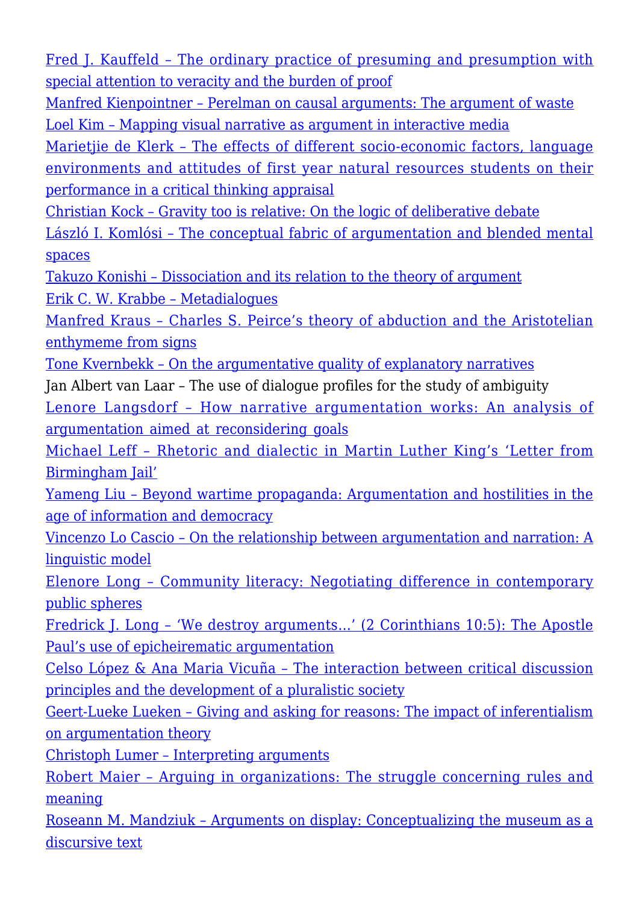Fred J. Kauffeld – The ordinary practice of presuming and presumption with special attention to veracity and the burden of proof

Manfred Kienpointner – Perelman on causal arguments: The argument of waste

Loel Kim – Mapping visual narrative as argument in interactive media

Marietjie de Klerk – The effects of different socio-economic factors, language environments and attitudes of first year natural resources students on their performance in a critical thinking appraisal

Christian Kock – Gravity too is relative: On the logic of deliberative debate

László I. Komlósi – The conceptual fabric of argumentation and blended mental spaces

Takuzo Konishi – Dissociation and its relation to the theory of argument

Erik C. W. Krabbe – Metadialogues

Manfred Kraus – Charles S. Peirce's theory of abduction and the Aristotelian enthymeme from signs

Tone Kvernbekk – On the argumentative quality of explanatory narratives

Jan Albert van Laar – The use of dialogue profiles for the study of ambiguity

Lenore Langsdorf – How narrative argumentation works: An analysis of argumentation aimed at reconsidering goals

Michael Leff – Rhetoric and dialectic in Martin Luther King's 'Letter from Birmingham Jail'

Yameng Liu – Beyond wartime propaganda: Argumentation and hostilities in the age of information and democracy

Vincenzo Lo Cascio – On the relationship between argumentation and narration: A linguistic model

Elenore Long – Community literacy: Negotiating difference in contemporary public spheres

Fredrick J. Long – 'We destroy arguments…' (2 Corinthians 10:5): The Apostle Paul's use of epicheirematic argumentation

Celso López & Ana Maria Vicuña – The interaction between critical discussion principles and the development of a pluralistic society

Geert-Lueke Lueken – Giving and asking for reasons: The impact of inferentialism on argumentation theory

Christoph Lumer – Interpreting arguments

Robert Maier – Arguing in organizations: The struggle concerning rules and meaning

Roseann M. Mandziuk – Arguments on display: Conceptualizing the museum as a discursive text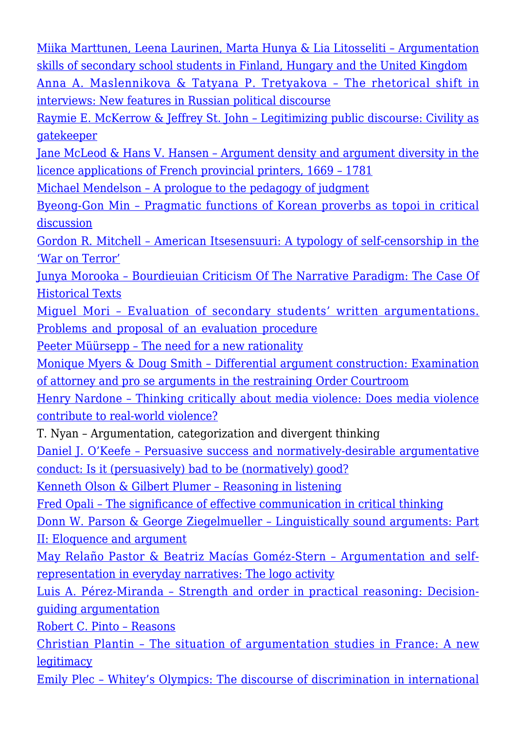Miika Marttunen, Leena Laurinen, Marta Hunya & Lia Litosseliti – Argumentation skills of secondary school students in Finland, Hungary and the United Kingdom
Anna A. Maslennikova & Tatyana P. Tretyakova – The rhetorical shift in interviews: New features in Russian political discourse
Raymie E. McKerrow & Jeffrey St. John – Legitimizing public discourse: Civility as gatekeeper
Jane McLeod & Hans V. Hansen – Argument density and argument diversity in the licence applications of French provincial printers, 1669 – 1781
Michael Mendelson – A prologue to the pedagogy of judgment
Byeong-Gon Min – Pragmatic functions of Korean proverbs as topoi in critical discussion
Gordon R. Mitchell – American Itsesensuuri: A typology of self-censorship in the 'War on Terror'
Junya Morooka – Bourdieuian Criticism Of The Narrative Paradigm: The Case Of Historical Texts
Miguel Mori – Evaluation of secondary students' written argumentations. Problems and proposal of an evaluation procedure
Peeter Müürsepp – The need for a new rationality
Monique Myers & Doug Smith – Differential argument construction: Examination of attorney and pro se arguments in the restraining Order Courtroom
Henry Nardone – Thinking critically about media violence: Does media violence contribute to real-world violence?
T. Nyan – Argumentation, categorization and divergent thinking
Daniel J. O'Keefe – Persuasive success and normatively-desirable argumentative conduct: Is it (persuasively) bad to be (normatively) good?
Kenneth Olson & Gilbert Plumer – Reasoning in listening
Fred Opali – The significance of effective communication in critical thinking
Donn W. Parson & George Ziegelmueller – Linguistically sound arguments: Part II: Eloquence and argument
May Relaño Pastor & Beatriz Macías Gomèz-Stern – Argumentation and self-representation in everyday narratives: The logo activity
Luis A. Pérez-Miranda – Strength and order in practical reasoning: Decision-guiding argumentation
Robert C. Pinto – Reasons
Christian Plantin – The situation of argumentation studies in France: A new legitimacy
Emily Plec – Whitey's Olympics: The discourse of discrimination in international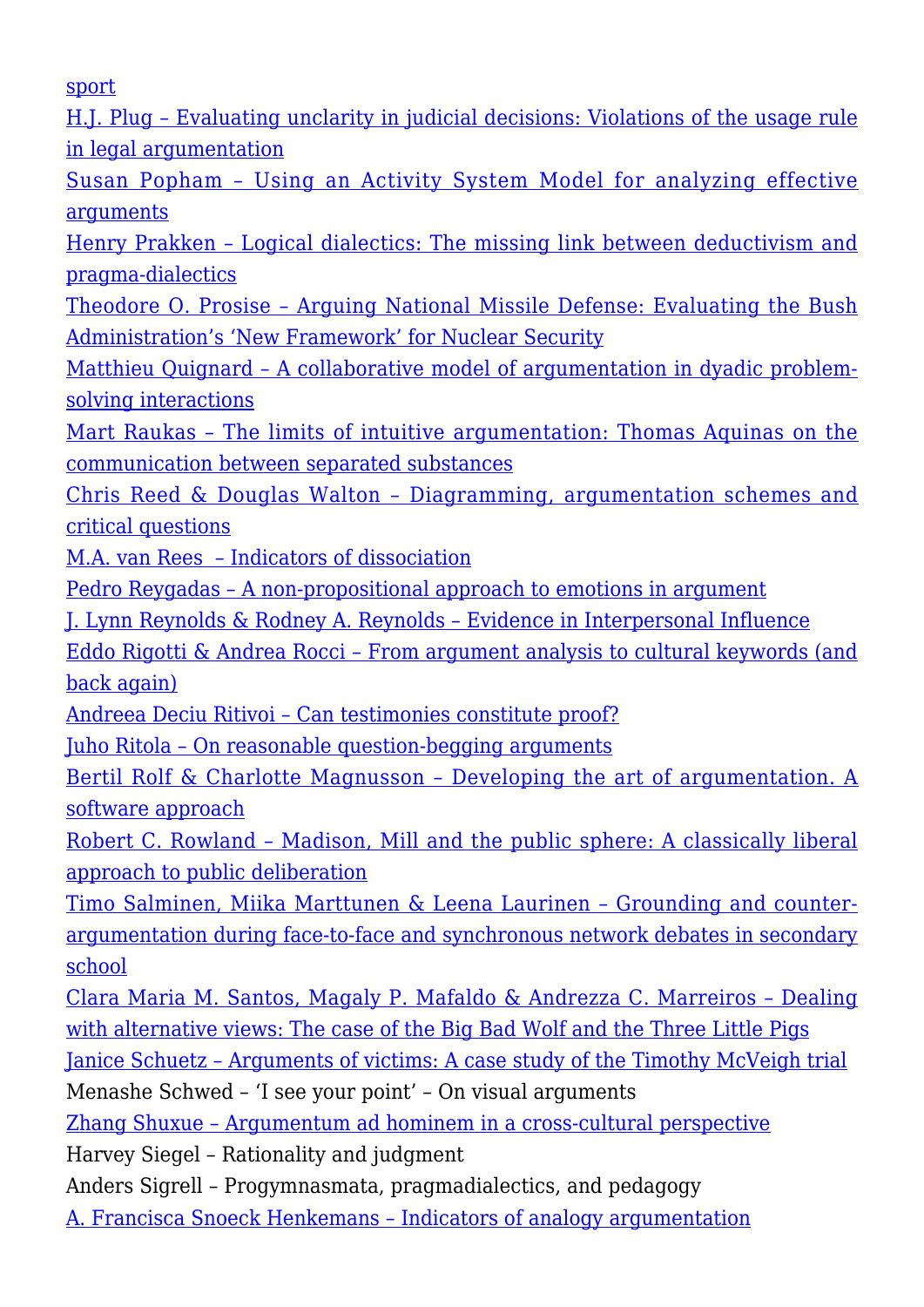sport

H.J. Plug – Evaluating unclarity in judicial decisions: Violations of the usage rule in legal argumentation

Susan Popham – Using an Activity System Model for analyzing effective arguments

Henry Prakken – Logical dialectics: The missing link between deductivism and pragma-dialectics

Theodore O. Prosise – Arguing National Missile Defense: Evaluating the Bush Administration's 'New Framework' for Nuclear Security

Matthieu Quignard – A collaborative model of argumentation in dyadic problem-solving interactions

Mart Raukas – The limits of intuitive argumentation: Thomas Aquinas on the communication between separated substances

Chris Reed & Douglas Walton – Diagramming, argumentation schemes and critical questions

M.A. van Rees – Indicators of dissociation

Pedro Reygadas – A non-propositional approach to emotions in argument

J. Lynn Reynolds & Rodney A. Reynolds – Evidence in Interpersonal Influence

Eddo Rigotti & Andrea Rocci – From argument analysis to cultural keywords (and back again)

Andreea Deciu Ritivoi – Can testimonies constitute proof?

Juho Ritola – On reasonable question-begging arguments

Bertil Rolf & Charlotte Magnusson – Developing the art of argumentation. A software approach

Robert C. Rowland – Madison, Mill and the public sphere: A classically liberal approach to public deliberation

Timo Salminen, Miika Marttunen & Leena Laurinen – Grounding and counter-argumentation during face-to-face and synchronous network debates in secondary school

Clara Maria M. Santos, Magaly P. Mafaldo & Andrezza C. Marreiros – Dealing with alternative views: The case of the Big Bad Wolf and the Three Little Pigs

Janice Schuetz – Arguments of victims: A case study of the Timothy McVeigh trial

Menashe Schwed – 'I see your point' – On visual arguments

Zhang Shuxue – Argumentum ad hominem in a cross-cultural perspective

Harvey Siegel – Rationality and judgment

Anders Sigrell – Progymnasmata, pragmadialectics, and pedagogy

A. Francisca Snoeck Henkemans – Indicators of analogy argumentation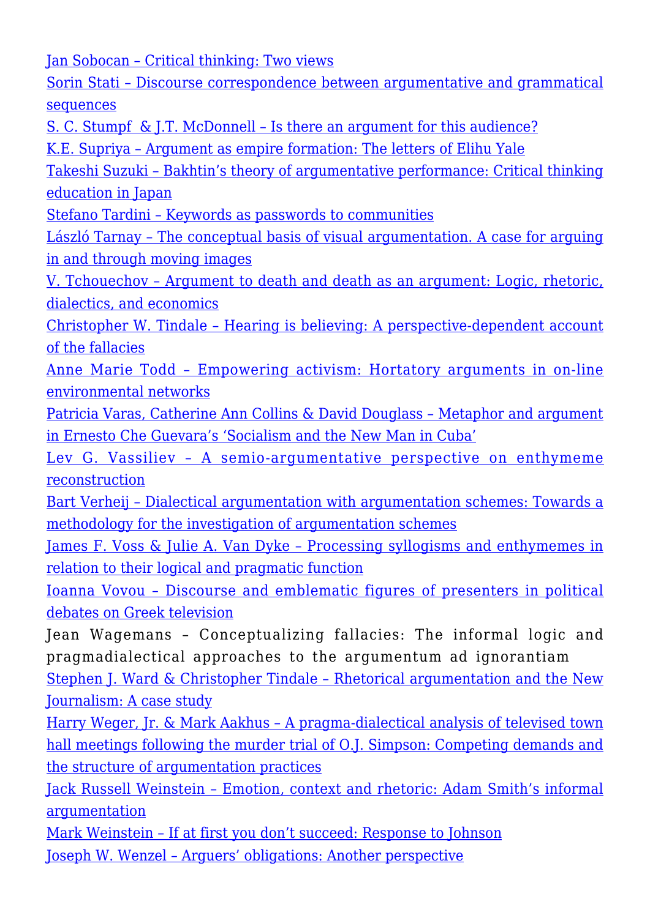Jan Sobocan – Critical thinking: Two views

Sorin Stati – Discourse correspondence between argumentative and grammatical sequences

S. C. Stumpf & J.T. McDonnell – Is there an argument for this audience?

K.E. Supriya – Argument as empire formation: The letters of Elihu Yale

Takeshi Suzuki – Bakhtin's theory of argumentative performance: Critical thinking education in Japan

Stefano Tardini – Keywords as passwords to communities

László Tarnay – The conceptual basis of visual argumentation. A case for arguing in and through moving images

V. Tchouechov – Argument to death and death as an argument: Logic, rhetoric, dialectics, and economics

Christopher W. Tindale – Hearing is believing: A perspective-dependent account of the fallacies

Anne Marie Todd – Empowering activism: Hortatory arguments in on-line environmental networks

Patricia Varas, Catherine Ann Collins & David Douglass – Metaphor and argument in Ernesto Che Guevara's 'Socialism and the New Man in Cuba'

Lev G. Vassiliev – A semio-argumentative perspective on enthymeme reconstruction

Bart Verheij – Dialectical argumentation with argumentation schemes: Towards a methodology for the investigation of argumentation schemes

James F. Voss & Julie A. Van Dyke – Processing syllogisms and enthymemes in relation to their logical and pragmatic function

Ioanna Vovou – Discourse and emblematic figures of presenters in political debates on Greek television

Jean Wagemans – Conceptualizing fallacies: The informal logic and pragmadialectical approaches to the argumentum ad ignorantiam

Stephen J. Ward & Christopher Tindale – Rhetorical argumentation and the New Journalism: A case study

Harry Weger, Jr. & Mark Aakhus – A pragma-dialectical analysis of televised town hall meetings following the murder trial of O.J. Simpson: Competing demands and the structure of argumentation practices

Jack Russell Weinstein – Emotion, context and rhetoric: Adam Smith's informal argumentation

Mark Weinstein – If at first you don't succeed: Response to Johnson

Joseph W. Wenzel – Arguers' obligations: Another perspective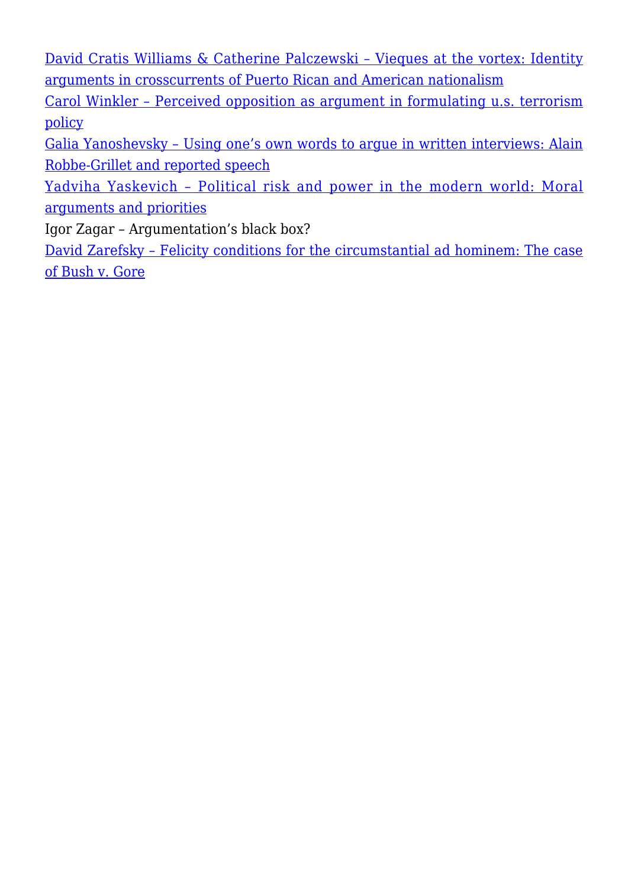David Cratis Williams & Catherine Palczewski – Vieques at the vortex: Identity arguments in crosscurrents of Puerto Rican and American nationalism

Carol Winkler – Perceived opposition as argument in formulating u.s. terrorism policy

Galia Yanoshevsky – Using one's own words to argue in written interviews: Alain Robbe-Grillet and reported speech

Yadviha Yaskevich – Political risk and power in the modern world: Moral arguments and priorities

Igor Zagar – Argumentation's black box?

David Zarefsky – Felicity conditions for the circumstantial ad hominem: The case of Bush v. Gore